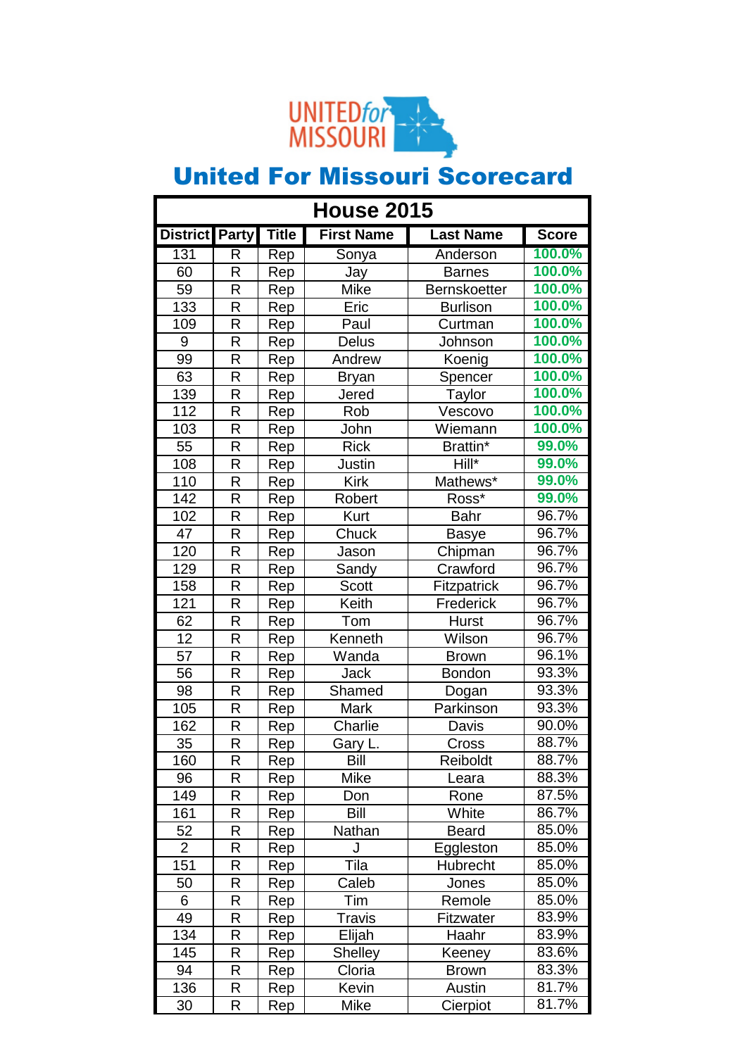# United For Missouri Scorecard

| House 2015 | | | | | |
|---|---|---|---|---|---|
| **District** | **Party** | **Title** | **First Name** | **Last Name** | **Score** |
| 131 | R | Rep | Sonya | Anderson | 100.0% |
| 60 | R | Rep | Jay | Barnes | 100.0% |
| 59 | R | Rep | Mike | Bernskoetter | 100.0% |
| 133 | R | Rep | Eric | Burlison | 100.0% |
| 109 | R | Rep | Paul | Curtman | 100.0% |
| 9 | R | Rep | Delus | Johnson | 100.0% |
| 99 | R | Rep | Andrew | Koenig | 100.0% |
| 63 | R | Rep | Bryan | Spencer | 100.0% |
| 139 | R | Rep | Jered | Taylor | 100.0% |
| 112 | R | Rep | Rob | Vescovo | 100.0% |
| 103 | R | Rep | John | Wiemann | 100.0% |
| 55 | R | Rep | Rick | Brattin* | 99.0% |
| 108 | R | Rep | Justin | Hill* | 99.0% |
| 110 | R | Rep | Kirk | Mathews* | 99.0% |
| 142 | R | Rep | Robert | Ross* | 99.0% |
| 102 | R | Rep | Kurt | Bahr | 96.7% |
| 47 | R | Rep | Chuck | Basye | 96.7% |
| 120 | R | Rep | Jason | Chipman | 96.7% |
| 129 | R | Rep | Sandy | Crawford | 96.7% |
| 158 | R | Rep | Scott | Fitzpatrick | 96.7% |
| 121 | R | Rep | Keith | Frederick | 96.7% |
| 62 | R | Rep | Tom | Hurst | 96.7% |
| 12 | R | Rep | Kenneth | Wilson | 96.7% |
| 57 | R | Rep | Wanda | Brown | 96.1% |
| 56 | R | Rep | Jack | Bondon | 93.3% |
| 98 | R | Rep | Shamed | Dogan | 93.3% |
| 105 | R | Rep | Mark | Parkinson | 93.3% |
| 162 | R | Rep | Charlie | Davis | 90.0% |
| 35 | R | Rep | Gary L. | Cross | 88.7% |
| 160 | R | Rep | Bill | Reiboldt | 88.7% |
| 96 | R | Rep | Mike | Leara | 88.3% |
| 149 | R | Rep | Don | Rone | 87.5% |
| 161 | R | Rep | Bill | White | 86.7% |
| 52 | R | Rep | Nathan | Beard | 85.0% |
| 2 | R | Rep | J | Eggleston | 85.0% |
| 151 | R | Rep | Tila | Hubrecht | 85.0% |
| 50 | R | Rep | Caleb | Jones | 85.0% |
| 6 | R | Rep | Tim | Remole | 85.0% |
| 49 | R | Rep | Travis | Fitzwater | 83.9% |
| 134 | R | Rep | Elijah | Haahr | 83.9% |
| 145 | R | Rep | Shelley | Keeney | 83.6% |
| 94 | R | Rep | Cloria | Brown | 83.3% |
| 136 | R | Rep | Kevin | Austin | 81.7% |
| 30 | R | Rep | Mike | Cierpiot | 81.7% |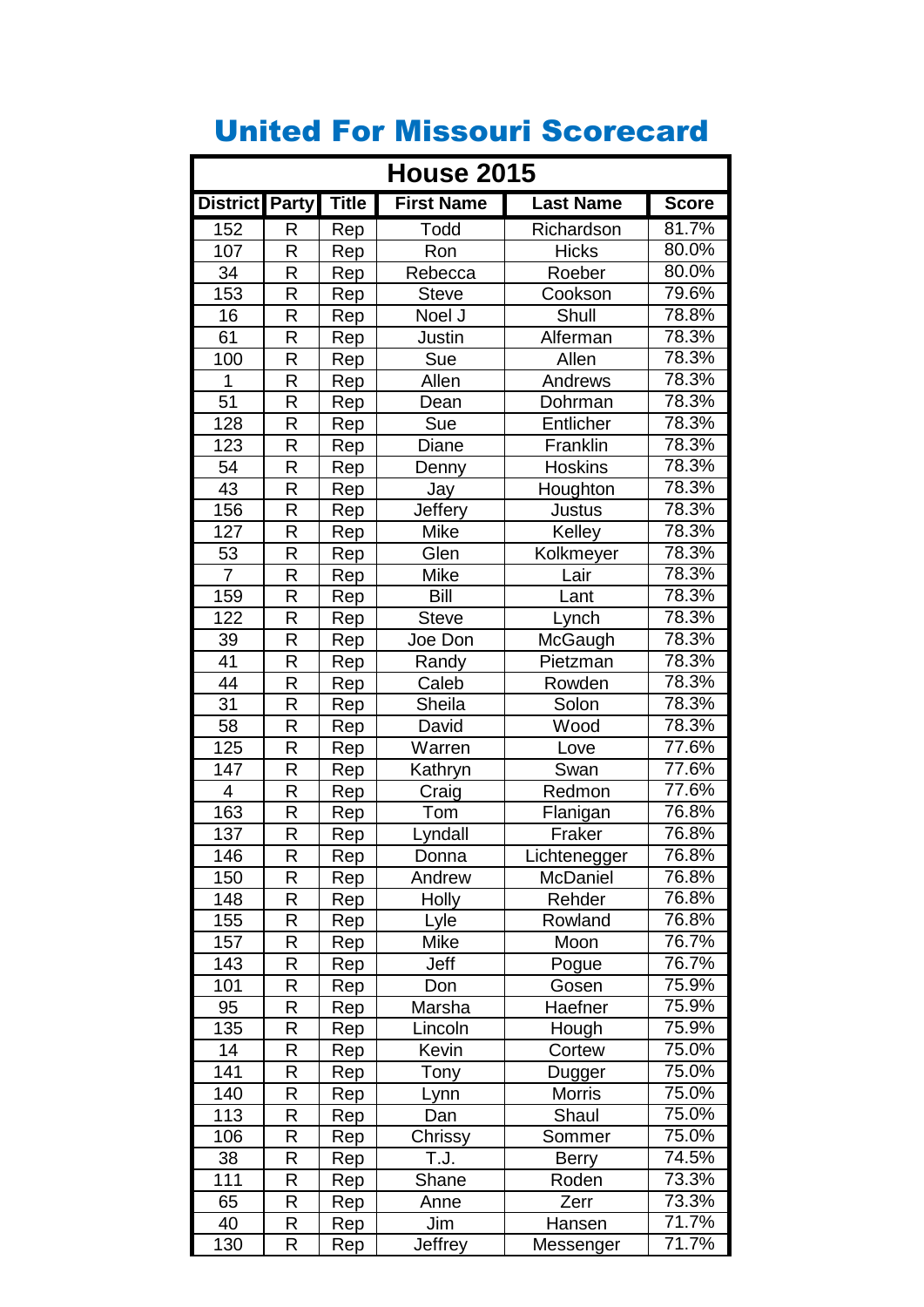# United For Missouri Scorecard

| House 2015 | | | | | |
|---|---|---|---|---|---|
| District | Party | Title | First Name | Last Name | Score |
| 152 | R | Rep | Todd | Richardson | 81.7% |
| 107 | R | Rep | Ron | Hicks | 80.0% |
| 34 | R | Rep | Rebecca | Roeber | 80.0% |
| 153 | R | Rep | Steve | Cookson | 79.6% |
| 16 | R | Rep | Noel J | Shull | 78.8% |
| 61 | R | Rep | Justin | Alferman | 78.3% |
| 100 | R | Rep | Sue | Allen | 78.3% |
| 1 | R | Rep | Allen | Andrews | 78.3% |
| 51 | R | Rep | Dean | Dohrman | 78.3% |
| 128 | R | Rep | Sue | Entlicher | 78.3% |
| 123 | R | Rep | Diane | Franklin | 78.3% |
| 54 | R | Rep | Denny | Hoskins | 78.3% |
| 43 | R | Rep | Jay | Houghton | 78.3% |
| 156 | R | Rep | Jeffery | Justus | 78.3% |
| 127 | R | Rep | Mike | Kelley | 78.3% |
| 53 | R | Rep | Glen | Kolkmeyer | 78.3% |
| 7 | R | Rep | Mike | Lair | 78.3% |
| 159 | R | Rep | Bill | Lant | 78.3% |
| 122 | R | Rep | Steve | Lynch | 78.3% |
| 39 | R | Rep | Joe Don | McGaugh | 78.3% |
| 41 | R | Rep | Randy | Pietzman | 78.3% |
| 44 | R | Rep | Caleb | Rowden | 78.3% |
| 31 | R | Rep | Sheila | Solon | 78.3% |
| 58 | R | Rep | David | Wood | 78.3% |
| 125 | R | Rep | Warren | Love | 77.6% |
| 147 | R | Rep | Kathryn | Swan | 77.6% |
| 4 | R | Rep | Craig | Redmon | 77.6% |
| 163 | R | Rep | Tom | Flanigan | 76.8% |
| 137 | R | Rep | Lyndall | Fraker | 76.8% |
| 146 | R | Rep | Donna | Lichtenegger | 76.8% |
| 150 | R | Rep | Andrew | McDaniel | 76.8% |
| 148 | R | Rep | Holly | Rehder | 76.8% |
| 155 | R | Rep | Lyle | Rowland | 76.8% |
| 157 | R | Rep | Mike | Moon | 76.7% |
| 143 | R | Rep | Jeff | Pogue | 76.7% |
| 101 | R | Rep | Don | Gosen | 75.9% |
| 95 | R | Rep | Marsha | Haefner | 75.9% |
| 135 | R | Rep | Lincoln | Hough | 75.9% |
| 14 | R | Rep | Kevin | Cortew | 75.0% |
| 141 | R | Rep | Tony | Dugger | 75.0% |
| 140 | R | Rep | Lynn | Morris | 75.0% |
| 113 | R | Rep | Dan | Shaul | 75.0% |
| 106 | R | Rep | Chrissy | Sommer | 75.0% |
| 38 | R | Rep | T.J. | Berry | 74.5% |
| 111 | R | Rep | Shane | Roden | 73.3% |
| 65 | R | Rep | Anne | Zerr | 73.3% |
| 40 | R | Rep | Jim | Hansen | 71.7% |
| 130 | R | Rep | Jeffrey | Messenger | 71.7% |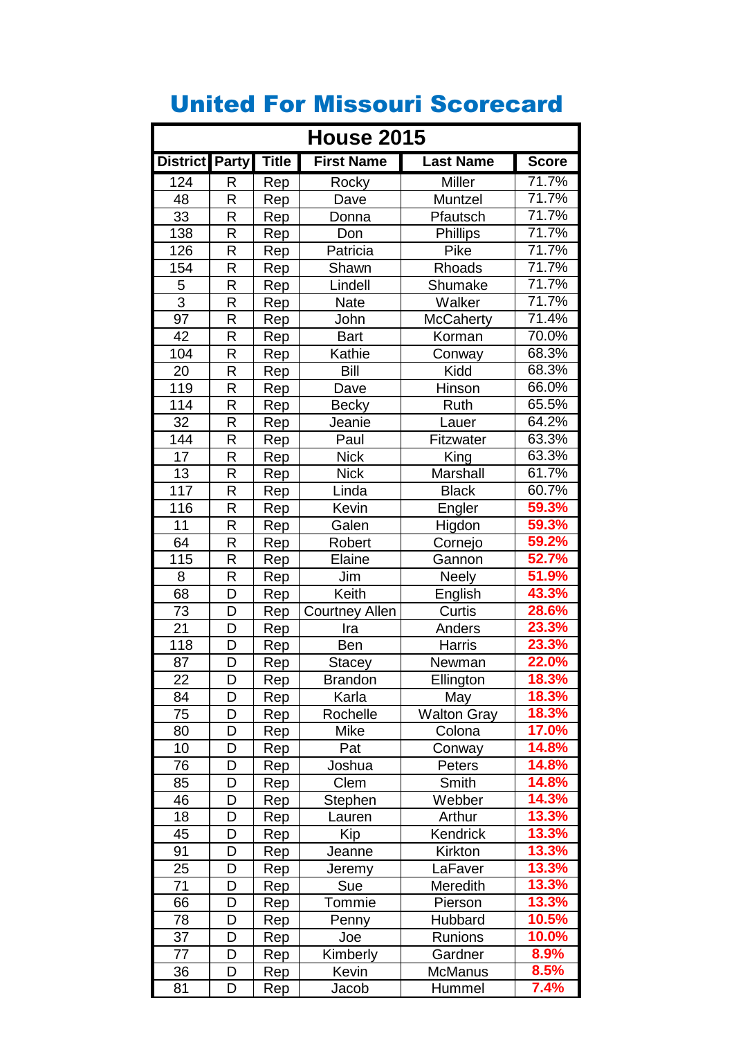# United For Missouri Scorecard

| House 2015 | | | | | |
|---|---|---|---|---|---|
| **District** | **Party** | **Title** | **First Name** | **Last Name** | **Score** |
| 124 | R | Rep | Rocky | Miller | 71.7% |
| 48 | R | Rep | Dave | Muntzel | 71.7% |
| 33 | R | Rep | Donna | Pfautsch | 71.7% |
| 138 | R | Rep | Don | Phillips | 71.7% |
| 126 | R | Rep | Patricia | Pike | 71.7% |
| 154 | R | Rep | Shawn | Rhoads | 71.7% |
| 5 | R | Rep | Lindell | Shumake | 71.7% |
| 3 | R | Rep | Nate | Walker | 71.7% |
| 97 | R | Rep | John | McCaherty | 71.4% |
| 42 | R | Rep | Bart | Korman | 70.0% |
| 104 | R | Rep | Kathie | Conway | 68.3% |
| 20 | R | Rep | Bill | Kidd | 68.3% |
| 119 | R | Rep | Dave | Hinson | 66.0% |
| 114 | R | Rep | Becky | Ruth | 65.5% |
| 32 | R | Rep | Jeanie | Lauer | 64.2% |
| 144 | R | Rep | Paul | Fitzwater | 63.3% |
| 17 | R | Rep | Nick | King | 63.3% |
| 13 | R | Rep | Nick | Marshall | 61.7% |
| 117 | R | Rep | Linda | Black | 60.7% |
| 116 | R | Rep | Kevin | Engler | **59.3%** |
| 11 | R | Rep | Galen | Higdon | **59.3%** |
| 64 | R | Rep | Robert | Cornejo | **59.2%** |
| 115 | R | Rep | Elaine | Gannon | **52.7%** |
| 8 | R | Rep | Jim | Neely | **51.9%** |
| 68 | D | Rep | Keith | English | **43.3%** |
| 73 | D | Rep | Courtney Allen | Curtis | **28.6%** |
| 21 | D | Rep | Ira | Anders | **23.3%** |
| 118 | D | Rep | Ben | Harris | **23.3%** |
| 87 | D | Rep | Stacey | Newman | **22.0%** |
| 22 | D | Rep | Brandon | Ellington | **18.3%** |
| 84 | D | Rep | Karla | May | **18.3%** |
| 75 | D | Rep | Rochelle | Walton Gray | **18.3%** |
| 80 | D | Rep | Mike | Colona | **17.0%** |
| 10 | D | Rep | Pat | Conway | **14.8%** |
| 76 | D | Rep | Joshua | Peters | **14.8%** |
| 85 | D | Rep | Clem | Smith | **14.8%** |
| 46 | D | Rep | Stephen | Webber | **14.3%** |
| 18 | D | Rep | Lauren | Arthur | **13.3%** |
| 45 | D | Rep | Kip | Kendrick | **13.3%** |
| 91 | D | Rep | Jeanne | Kirkton | **13.3%** |
| 25 | D | Rep | Jeremy | LaFaver | **13.3%** |
| 71 | D | Rep | Sue | Meredith | **13.3%** |
| 66 | D | Rep | Tommie | Pierson | **13.3%** |
| 78 | D | Rep | Penny | Hubbard | **10.5%** |
| 37 | D | Rep | Joe | Runions | **10.0%** |
| 77 | D | Rep | Kimberly | Gardner | **8.9%** |
| 36 | D | Rep | Kevin | McManus | **8.5%** |
| 81 | D | Rep | Jacob | Hummel | **7.4%** |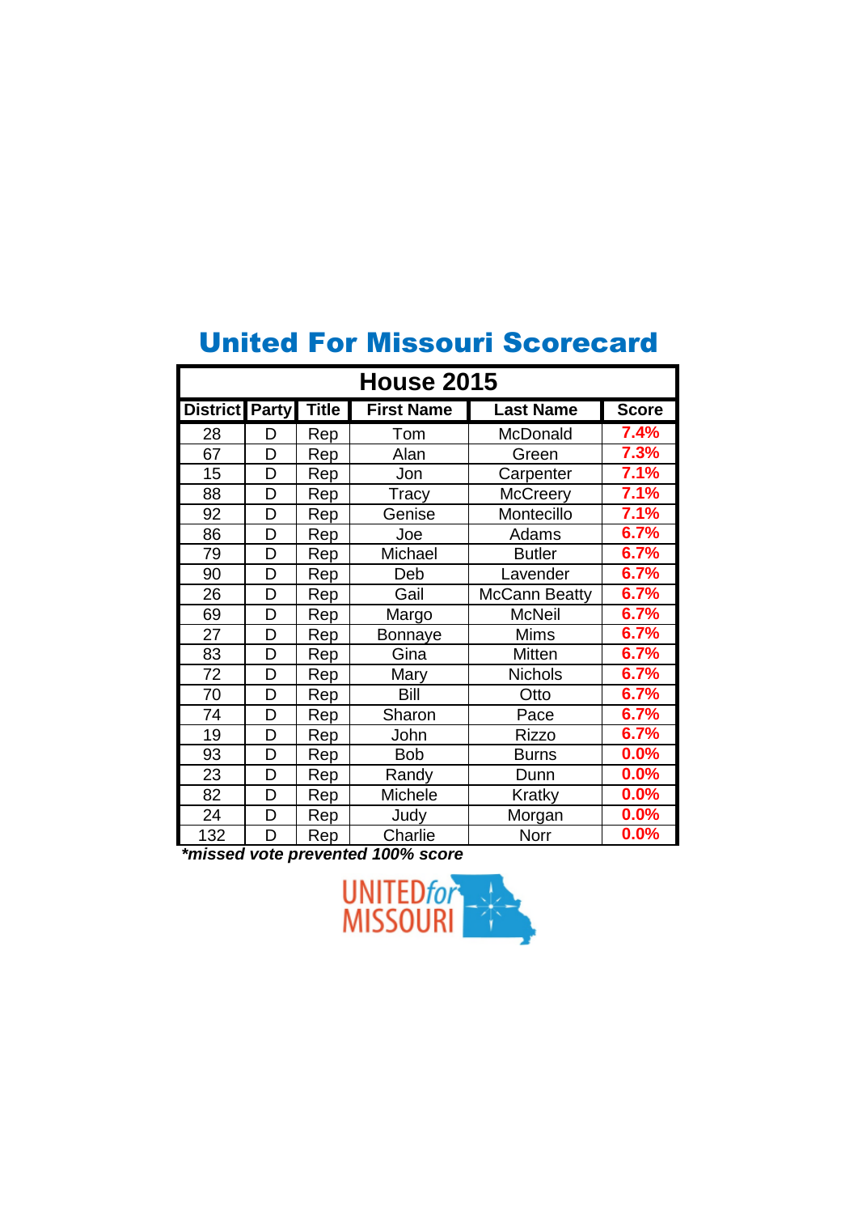# United For Missouri Scorecard

| House 2015 | | | | | |
|---|---|---|---|---|---|
| **District** | **Party** | **Title** | **First Name** | **Last Name** | **Score** |
| 28 | D | Rep | Tom | McDonald | 7.4% |
| 67 | D | Rep | Alan | Green | 7.3% |
| 15 | D | Rep | Jon | Carpenter | 7.1% |
| 88 | D | Rep | Tracy | McCreery | 7.1% |
| 92 | D | Rep | Genise | Montecillo | 7.1% |
| 86 | D | Rep | Joe | Adams | 6.7% |
| 79 | D | Rep | Michael | Butler | 6.7% |
| 90 | D | Rep | Deb | Lavender | 6.7% |
| 26 | D | Rep | Gail | McCann Beatty | 6.7% |
| 69 | D | Rep | Margo | McNeil | 6.7% |
| 27 | D | Rep | Bonnaye | Mims | 6.7% |
| 83 | D | Rep | Gina | Mitten | 6.7% |
| 72 | D | Rep | Mary | Nichols | 6.7% |
| 70 | D | Rep | Bill | Otto | 6.7% |
| 74 | D | Rep | Sharon | Pace | 6.7% |
| 19 | D | Rep | John | Rizzo | 6.7% |
| 93 | D | Rep | Bob | Burns | 0.0% |
| 23 | D | Rep | Randy | Dunn | 0.0% |
| 82 | D | Rep | Michele | Kratky | 0.0% |
| 24 | D | Rep | Judy | Morgan | 0.0% |
| 132 | D | Rep | Charlie | Norr | 0.0% |

***missed vote prevented 100% score**

UNITED for MISSOURI